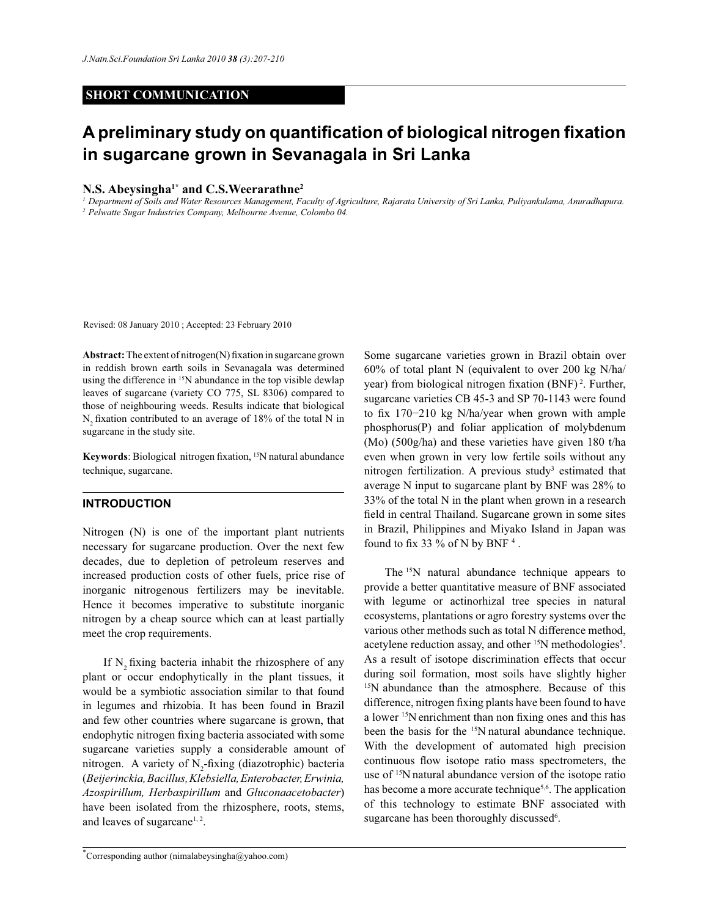**SHORT COMMUNICATION**

# A preliminary study on quantification of biological nitrogen fixation in sugarcane grown in Sevanagala in Sri Lanka

**N.S. Abeysingha[1*] and C.S.Weerarathne[2]**

[1] Department of Soils and Water Resources Management, Faculty of Agriculture, Rajarata University of Sri Lanka, Puliyankulama, Anuradhapura.
[2] Pelwatte Sugar Industries Company, Melbourne Avenue, Colombo 04.

Revised: 08 January 2010 ; Accepted: 23 February 2010

**Abstract:** The extent of nitrogen(N) fixation in sugarcane grown in reddish brown earth soils in Sevanagala was determined using the difference in $^{15}N$ abundance in the top visible dewlap leaves of sugarcane (variety CO 775, SL 8306) compared to those of neighbouring weeds. Results indicate that biological $N_2$ fixation contributed to an average of 18% of the total N in sugarcane in the study site.

**Keywords**: Biological nitrogen fixation, $^{15}N$ natural abundance technique, sugarcane.

## INTRODUCTION

Nitrogen (N) is one of the important plant nutrients necessary for sugarcane production. Over the next few decades, due to depletion of petroleum reserves and increased production costs of other fuels, price rise of inorganic nitrogenous fertilizers may be inevitable. Hence it becomes imperative to substitute inorganic nitrogen by a cheap source which can at least partially meet the crop requirements.

If $N_2$ fixing bacteria inhabit the rhizosphere of any plant or occur endophytically in the plant tissues, it would be a symbiotic association similar to that found in legumes and rhizobia. It has been found in Brazil and few other countries where sugarcane is grown, that endophytic nitrogen fixing bacteria associated with some sugarcane varieties supply a considerable amount of nitrogen. A variety of $N_2$-fixing (diazotrophic) bacteria (*Beijerinckia, Bacillus, Klebsiella, Enterobacter, Erwinia, Azospirillum, Herbaspirillum* and *Gluconaacetobacter*) have been isolated from the rhizosphere, roots, stems, and leaves of sugarcane[1,2].

Some sugarcane varieties grown in Brazil obtain over 60% of total plant N (equivalent to over 200 kg N/ha/year) from biological nitrogen fixation (BNF)[2]. Further, sugarcane varieties CB 45-3 and SP 70-1143 were found to fix 170−210 kg N/ha/year when grown with ample phosphorus(P) and foliar application of molybdenum (Mo) (500g/ha) and these varieties have given 180 t/ha even when grown in very low fertile soils without any nitrogen fertilization. A previous study[3] estimated that average N input to sugarcane plant by BNF was 28% to 33% of the total N in the plant when grown in a research field in central Thailand. Sugarcane grown in some sites in Brazil, Philippines and Miyako Island in Japan was found to fix 33 % of N by BNF[4].

The $^{15}N$ natural abundance technique appears to provide a better quantitative measure of BNF associated with legume or actinorhizal tree species in natural ecosystems, plantations or agro forestry systems over the various other methods such as total N difference method, acetylene reduction assay, and other $^{15}N$ methodologies[5]. As a result of isotope discrimination effects that occur during soil formation, most soils have slightly higher $^{15}N$ abundance than the atmosphere. Because of this difference, nitrogen fixing plants have been found to have a lower $^{15}N$ enrichment than non fixing ones and this has been the basis for the $^{15}N$ natural abundance technique. With the development of automated high precision continuous flow isotope ratio mass spectrometers, the use of $^{15}N$ natural abundance version of the isotope ratio has become a more accurate technique[5,6]. The application of this technology to estimate BNF associated with sugarcane has been thoroughly discussed[6].

*Corresponding author (nimalabeysingha@yahoo.com)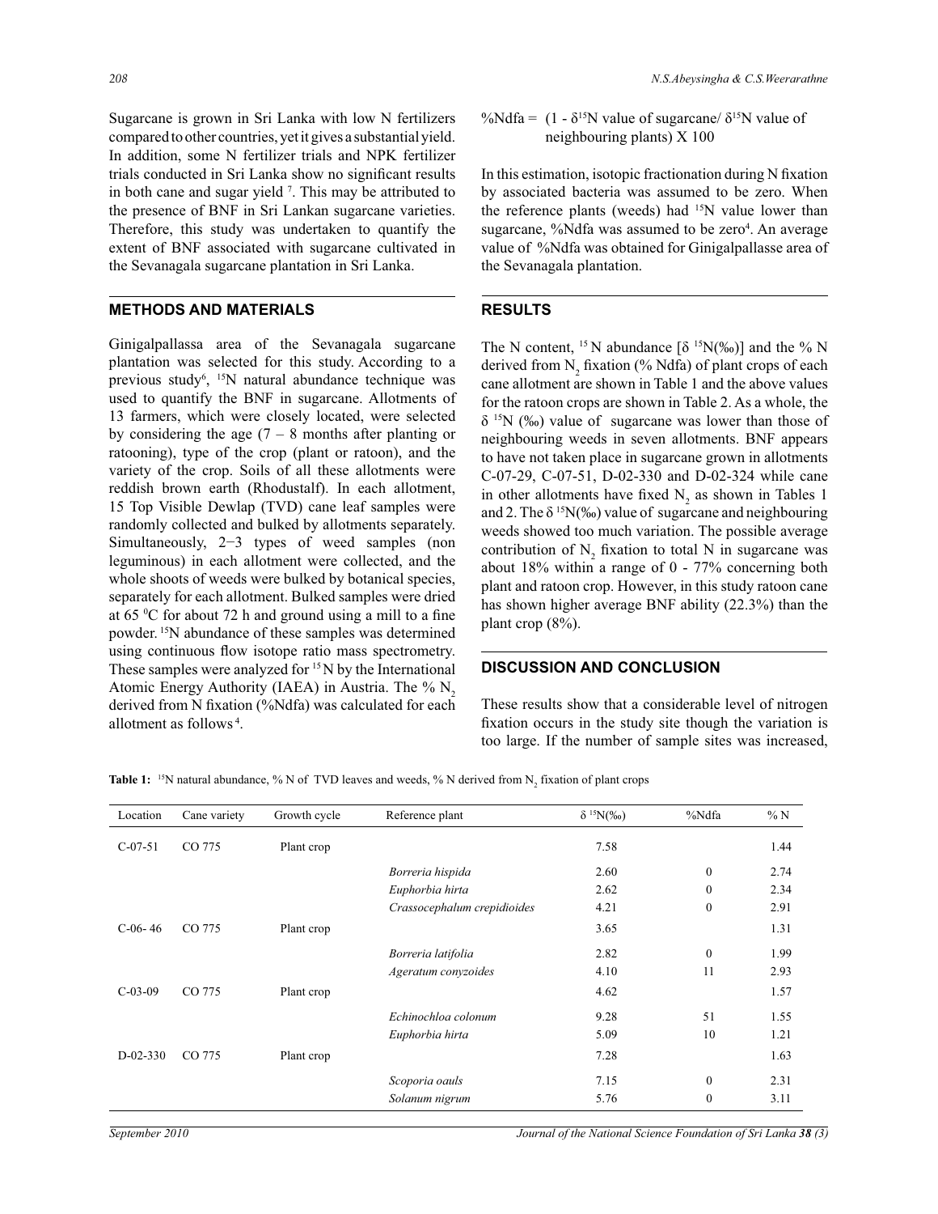Sugarcane is grown in Sri Lanka with low N fertilizers compared to other countries, yet it gives a substantial yield. In addition, some N fertilizer trials and NPK fertilizer trials conducted in Sri Lanka show no significant results in both cane and sugar yield [7]. This may be attributed to the presence of BNF in Sri Lankan sugarcane varieties. Therefore, this study was undertaken to quantify the extent of BNF associated with sugarcane cultivated in the Sevanagala sugarcane plantation in Sri Lanka.

## METHODS AND MATERIALS

Ginigalpallassa area of the Sevanagala sugarcane plantation was selected for this study. According to a previous study[6], $^{15}$N natural abundance technique was used to quantify the BNF in sugarcane. Allotments of 13 farmers, which were closely located, were selected by considering the age (7 – 8 months after planting or ratooning), type of the crop (plant or ratoon), and the variety of the crop. Soils of all these allotments were reddish brown earth (Rhodustalf). In each allotment, 15 Top Visible Dewlap (TVD) cane leaf samples were randomly collected and bulked by allotments separately. Simultaneously, 2−3 types of weed samples (non leguminous) in each allotment were collected, and the whole shoots of weeds were bulked by botanical species, separately for each allotment. Bulked samples were dried at 65 $^0$C for about 72 h and ground using a mill to a fine powder. $^{15}$N abundance of these samples was determined using continuous flow isotope ratio mass spectrometry. These samples were analyzed for $^{15}$N by the International Atomic Energy Authority (IAEA) in Austria. The % $N_2$ derived from N fixation (%Ndfa) was calculated for each allotment as follows[4].

$$\%\text{Ndfa} = (1 - \delta^{15}\text{N value of sugarcane}/ \delta^{15}\text{N value of neighbouring plants}) \times 100$$

In this estimation, isotopic fractionation during N fixation by associated bacteria was assumed to be zero. When the reference plants (weeds) had $^{15}$N value lower than sugarcane, %Ndfa was assumed to be zero[4]. An average value of %Ndfa was obtained for Ginigalpallasse area of the Sevanagala plantation.

## RESULTS

The N content, $^{15}$N abundance [$\delta$ $^{15}$N(‰)] and the % N derived from $N_2$ fixation (% Ndfa) of plant crops of each cane allotment are shown in Table 1 and the above values for the ratoon crops are shown in Table 2. As a whole, the $\delta$ $^{15}$N (‰) value of sugarcane was lower than those of neighbouring weeds in seven allotments. BNF appears to have not taken place in sugarcane grown in allotments C-07-29, C-07-51, D-02-330 and D-02-324 while cane in other allotments have fixed $N_2$ as shown in Tables 1 and 2. The $\delta$ $^{15}$N(‰) value of sugarcane and neighbouring weeds showed too much variation. The possible average contribution of $N_2$ fixation to total N in sugarcane was about 18% within a range of 0 - 77% concerning both plant and ratoon crop. However, in this study ratoon cane has shown higher average BNF ability (22.3%) than the plant crop (8%).

## DISCUSSION AND CONCLUSION

These results show that a considerable level of nitrogen fixation occurs in the study site though the variation is too large. If the number of sample sites was increased,

**Table 1:** $^{15}$N natural abundance, % N of TVD leaves and weeds, % N derived from $N_2$ fixation of plant crops

| Location | Cane variety | Growth cycle | Reference plant | $\delta$ $^{15}$N(‰) | %Ndfa | % N |
|---|---|---|---|---|---|---|
| C-07-51 | CO 775 | Plant crop | | 7.58 | | 1.44 |
| | | | *Borreria hispida* | 2.60 | 0 | 2.74 |
| | | | *Euphorbia hirta* | 2.62 | 0 | 2.34 |
| | | | *Crassocephalum crepidioides* | 4.21 | 0 | 2.91 |
| C-06- 46 | CO 775 | Plant crop | | 3.65 | | 1.31 |
| | | | *Borreria latifolia* | 2.82 | 0 | 1.99 |
| | | | *Ageratum conyzoides* | 4.10 | 11 | 2.93 |
| C-03-09 | CO 775 | Plant crop | | 4.62 | | 1.57 |
| | | | *Echinochloa colonum* | 9.28 | 51 | 1.55 |
| | | | *Euphorbia hirta* | 5.09 | 10 | 1.21 |
| D-02-330 | CO 775 | Plant crop | | 7.28 | | 1.63 |
| | | | *Scoporia oauls* | 7.15 | 0 | 2.31 |
| | | | *Solanum nigrum* | 5.76 | 0 | 3.11 |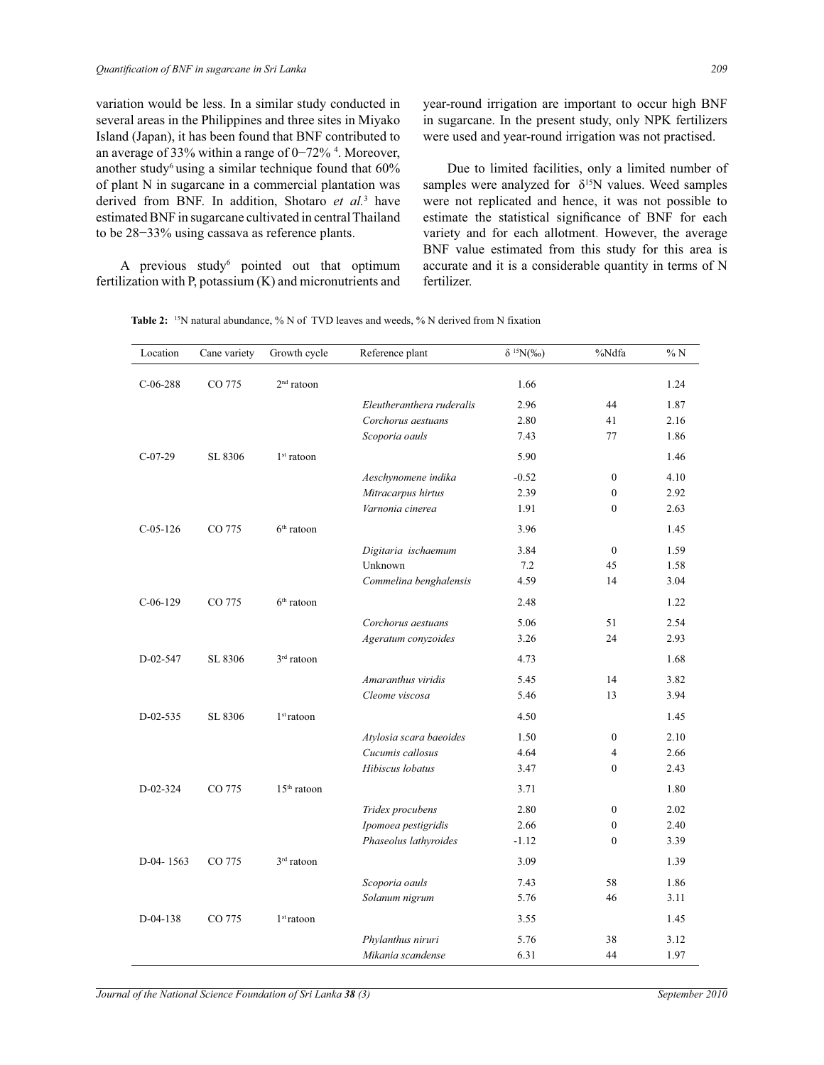variation would be less. In a similar study conducted in several areas in the Philippines and three sites in Miyako Island (Japan), it has been found that BNF contributed to an average of 33% within a range of 0−72% [4]. Moreover, another study[6] using a similar technique found that 60% of plant N in sugarcane in a commercial plantation was derived from BNF. In addition, Shotaro *et al.*[3] have estimated BNF in sugarcane cultivated in central Thailand to be 28−33% using cassava as reference plants.

A previous study[6] pointed out that optimum fertilization with P, potassium (K) and micronutrients and year-round irrigation are important to occur high BNF in sugarcane. In the present study, only NPK fertilizers were used and year-round irrigation was not practised.

Due to limited facilities, only a limited number of samples were analyzed for $\delta^{15}N$ values. Weed samples were not replicated and hence, it was not possible to estimate the statistical significance of BNF for each variety and for each allotment. However, the average BNF value estimated from this study for this area is accurate and it is a considerable quantity in terms of N fertilizer.

**Table 2:** $^{15}N$ natural abundance, % N of TVD leaves and weeds, % N derived from N fixation

| Location | Cane variety | Growth cycle | Reference plant | $\delta^{15}N$(‰) | %Ndfa | % N |
|---|---|---|---|---|---|---|
| C-06-288 | CO 775 | 2nd ratoon | | 1.66 | | 1.24 |
| | | | *Eleutheranthera ruderalis* | 2.96 | 44 | 1.87 |
| | | | *Corchorus aestuans* | 2.80 | 41 | 2.16 |
| | | | *Scoporia oauls* | 7.43 | 77 | 1.86 |
| C-07-29 | SL 8306 | 1st ratoon | | 5.90 | | 1.46 |
| | | | *Aeschynomene indika* | -0.52 | 0 | 4.10 |
| | | | *Mitracarpus hirtus* | 2.39 | 0 | 2.92 |
| | | | *Varnonia cinerea* | 1.91 | 0 | 2.63 |
| C-05-126 | CO 775 | 6th ratoon | | 3.96 | | 1.45 |
| | | | *Digitaria ischaemum* | 3.84 | 0 | 1.59 |
| | | | Unknown | 7.2 | 45 | 1.58 |
| | | | *Commelina benghalensis* | 4.59 | 14 | 3.04 |
| C-06-129 | CO 775 | 6th ratoon | | 2.48 | | 1.22 |
| | | | *Corchorus aestuans* | 5.06 | 51 | 2.54 |
| | | | *Ageratum conyzoides* | 3.26 | 24 | 2.93 |
| D-02-547 | SL 8306 | 3rd ratoon | | 4.73 | | 1.68 |
| | | | *Amaranthus viridis* | 5.45 | 14 | 3.82 |
| | | | *Cleome viscosa* | 5.46 | 13 | 3.94 |
| D-02-535 | SL 8306 | 1st ratoon | | 4.50 | | 1.45 |
| | | | *Atylosia scara baeoides* | 1.50 | 0 | 2.10 |
| | | | *Cucumis callosus* | 4.64 | 4 | 2.66 |
| | | | *Hibiscus lobatus* | 3.47 | 0 | 2.43 |
| D-02-324 | CO 775 | 15th ratoon | | 3.71 | | 1.80 |
| | | | *Tridex procubens* | 2.80 | 0 | 2.02 |
| | | | *Ipomoea pestigridis* | 2.66 | 0 | 2.40 |
| | | | *Phaseolus lathyroides* | -1.12 | 0 | 3.39 |
| D-04- 1563 | CO 775 | 3rd ratoon | | 3.09 | | 1.39 |
| | | | *Scoporia oauls* | 7.43 | 58 | 1.86 |
| | | | *Solanum nigrum* | 5.76 | 46 | 3.11 |
| D-04-138 | CO 775 | 1st ratoon | | 3.55 | | 1.45 |
| | | | *Phylanthus niruri* | 5.76 | 38 | 3.12 |
| | | | *Mikania scandense* | 6.31 | 44 | 1.97 |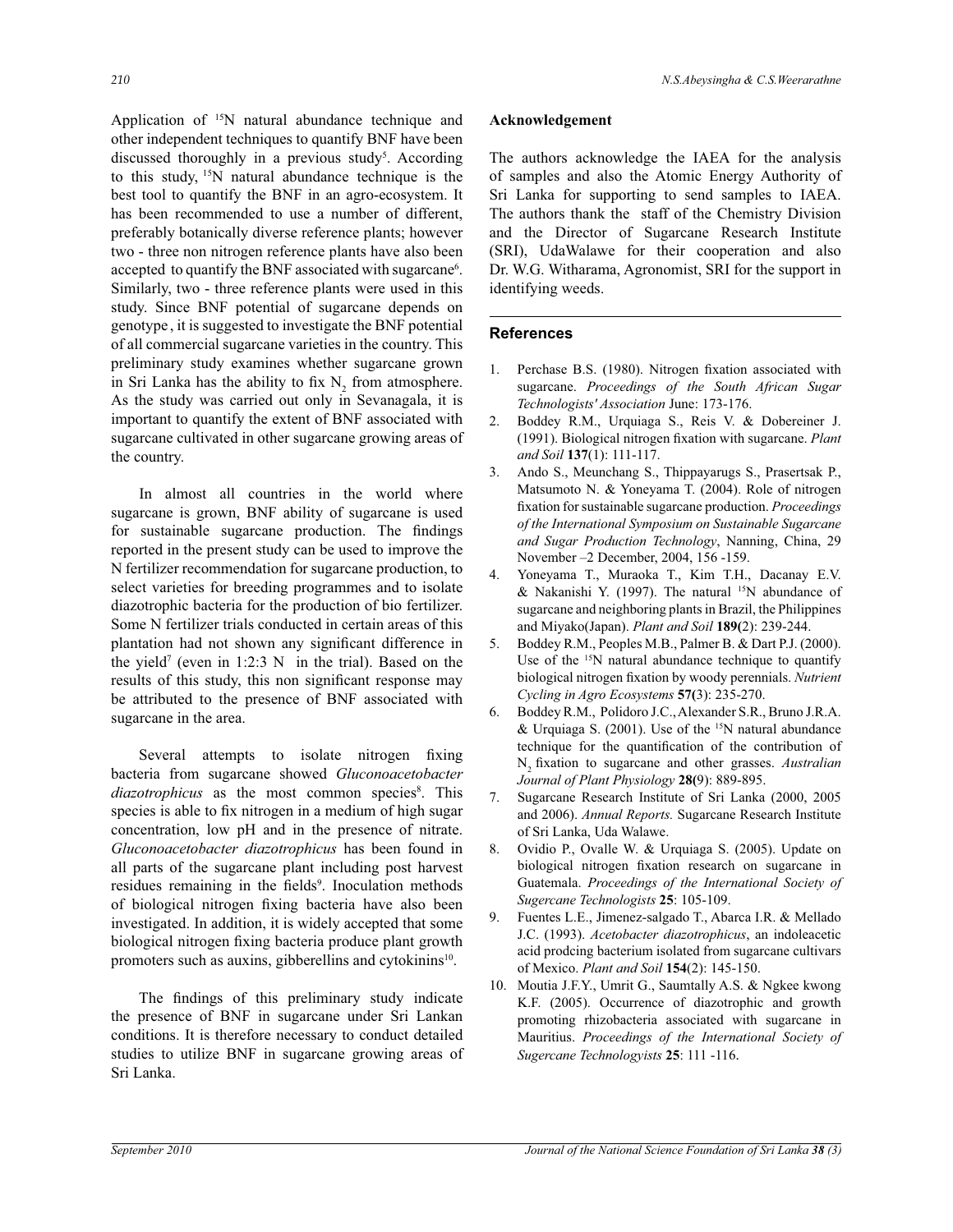Application of $^{15}N$ natural abundance technique and other independent techniques to quantify BNF have been discussed thoroughly in a previous study[5]. According to this study, $^{15}N$ natural abundance technique is the best tool to quantify the BNF in an agro-ecosystem. It has been recommended to use a number of different, preferably botanically diverse reference plants; however two - three non nitrogen reference plants have also been accepted to quantify the BNF associated with sugarcane[6]. Similarly, two - three reference plants were used in this study. Since BNF potential of sugarcane depends on genotype, it is suggested to investigate the BNF potential of all commercial sugarcane varieties in the country. This preliminary study examines whether sugarcane grown in Sri Lanka has the ability to fix $N_2$ from atmosphere. As the study was carried out only in Sevanagala, it is important to quantify the extent of BNF associated with sugarcane cultivated in other sugarcane growing areas of the country.

In almost all countries in the world where sugarcane is grown, BNF ability of sugarcane is used for sustainable sugarcane production. The findings reported in the present study can be used to improve the N fertilizer recommendation for sugarcane production, to select varieties for breeding programmes and to isolate diazotrophic bacteria for the production of bio fertilizer. Some N fertilizer trials conducted in certain areas of this plantation had not shown any significant difference in the yield[7] (even in 1:2:3 N in the trial). Based on the results of this study, this non significant response may be attributed to the presence of BNF associated with sugarcane in the area.

Several attempts to isolate nitrogen fixing bacteria from sugarcane showed *Gluconoacetobacter diazotrophicus* as the most common species[8]. This species is able to fix nitrogen in a medium of high sugar concentration, low pH and in the presence of nitrate. *Gluconoacetobacter diazotrophicus* has been found in all parts of the sugarcane plant including post harvest residues remaining in the fields[9]. Inoculation methods of biological nitrogen fixing bacteria have also been investigated. In addition, it is widely accepted that some biological nitrogen fixing bacteria produce plant growth promoters such as auxins, gibberellins and cytokinins[10].

The findings of this preliminary study indicate the presence of BNF in sugarcane under Sri Lankan conditions. It is therefore necessary to conduct detailed studies to utilize BNF in sugarcane growing areas of Sri Lanka.

**Acknowledgement**

The authors acknowledge the IAEA for the analysis of samples and also the Atomic Energy Authority of Sri Lanka for supporting to send samples to IAEA. The authors thank the staff of the Chemistry Division and the Director of Sugarcane Research Institute (SRI), UdaWalawe for their cooperation and also Dr. W.G. Witharama, Agronomist, SRI for the support in identifying weeds.

## References

1. Perchase B.S. (1980). Nitrogen fixation associated with sugarcane. *Proceedings of the South African Sugar Technologists' Association* June: 173-176.
2. Boddey R.M., Urquiaga S., Reis V. & Dobereiner J. (1991). Biological nitrogen fixation with sugarcane. *Plant and Soil* **137**(1): 111-117.
3. Ando S., Meunchang S., Thippayarugs S., Prasertsak P., Matsumoto N. & Yoneyama T. (2004). Role of nitrogen fixation for sustainable sugarcane production. *Proceedings of the International Symposium on Sustainable Sugarcane and Sugar Production Technology*, Nanning, China, 29 November –2 December, 2004, 156 -159.
4. Yoneyama T., Muraoka T., Kim T.H., Dacanay E.V. & Nakanishi Y. (1997). The natural $^{15}N$ abundance of sugarcane and neighboring plants in Brazil, the Philippines and Miyako(Japan). *Plant and Soil* **189(**2): 239-244.
5. Boddey R.M., Peoples M.B., Palmer B. & Dart P.J. (2000). Use of the $^{15}N$ natural abundance technique to quantify biological nitrogen fixation by woody perennials. *Nutrient Cycling in Agro Ecosystems* **57(**3): 235-270.
6. Boddey R.M., Polidoro J.C., Alexander S.R., Bruno J.R.A. & Urquiaga S. (2001). Use of the $^{15}N$ natural abundance technique for the quantification of the contribution of $N_2$ fixation to sugarcane and other grasses. *Australian Journal of Plant Physiology* **28(**9): 889-895.
7. Sugarcane Research Institute of Sri Lanka (2000, 2005 and 2006). *Annual Reports.* Sugarcane Research Institute of Sri Lanka, Uda Walawe.
8. Ovidio P., Ovalle W. & Urquiaga S. (2005). Update on biological nitrogen fixation research on sugarcane in Guatemala. *Proceedings of the International Society of Sugercane Technologists* **25**: 105-109.
9. Fuentes L.E., Jimenez-salgado T., Abarca I.R. & Mellado J.C. (1993). *Acetobacter diazotrophicus*, an indoleacetic acid prodcing bacterium isolated from sugarcane cultivars of Mexico. *Plant and Soil* **154**(2): 145-150.
10. Moutia J.F.Y., Umrit G., Saumtally A.S. & Ngkee kwong K.F. (2005). Occurrence of diazotrophic and growth promoting rhizobacteria associated with sugarcane in Mauritius. *Proceedings of the International Society of Sugercane Technologyists* **25**: 111 -116.